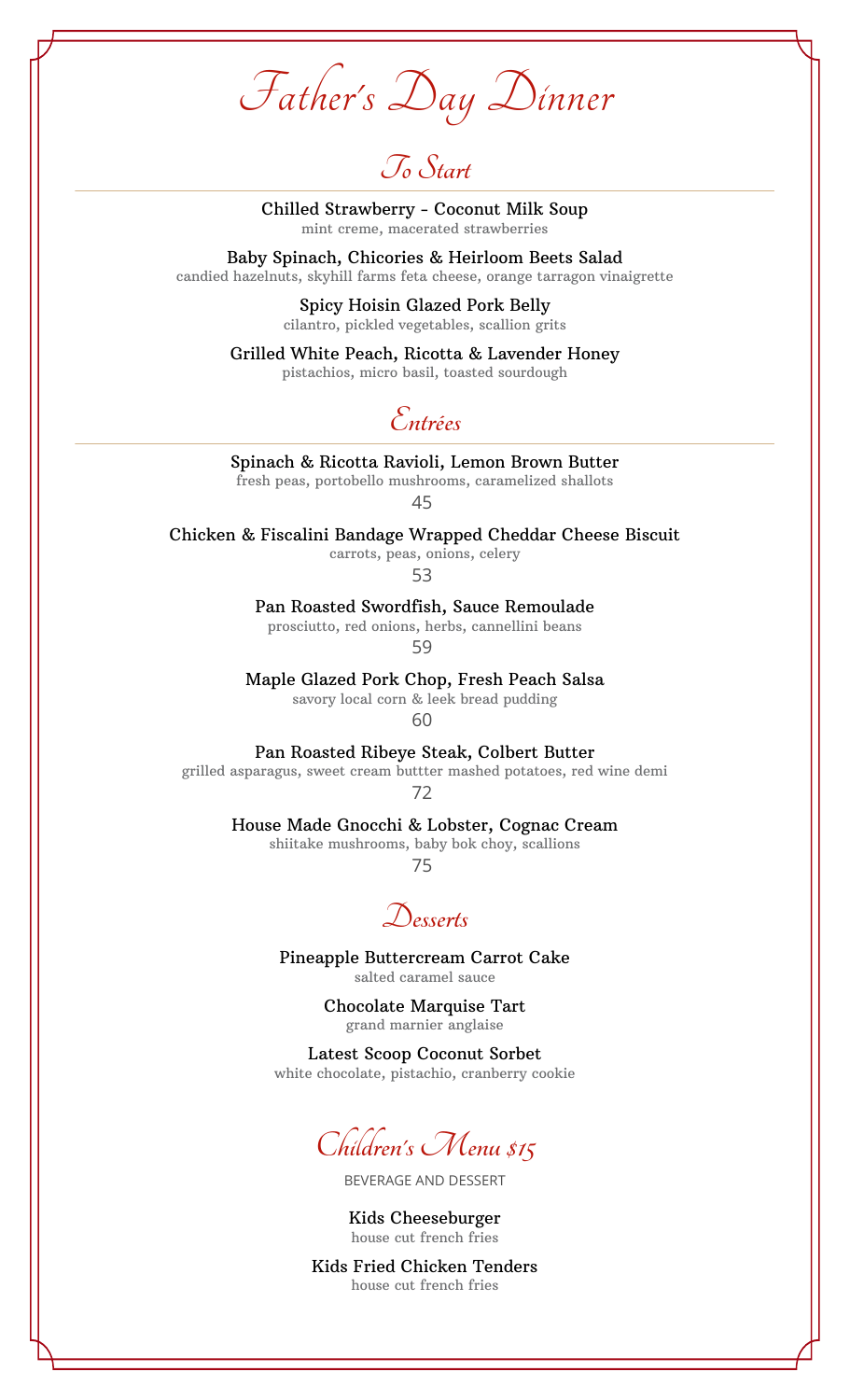# Father's Day Dinner

## To Start

Chilled Strawberry - Coconut Milk Soup
mint creme, macerated strawberries

Baby Spinach, Chicories & Heirloom Beets Salad
candied hazelnuts, skyhill farms feta cheese, orange tarragon vinaigrette

Spicy Hoisin Glazed Pork Belly
cilantro, pickled vegetables, scallion grits

Grilled White Peach, Ricotta & Lavender Honey
pistachios, micro basil, toasted sourdough

## Entrées

Spinach & Ricotta Ravioli, Lemon Brown Butter
fresh peas, portobello mushrooms, caramelized shallots
45

Chicken & Fiscalini Bandage Wrapped Cheddar Cheese Biscuit
carrots, peas, onions, celery
53

Pan Roasted Swordfish, Sauce Remoulade
prosciutto, red onions, herbs, cannellini beans
59

Maple Glazed Pork Chop, Fresh Peach Salsa
savory local corn & leek bread pudding
60

Pan Roasted Ribeye Steak, Colbert Butter
grilled asparagus, sweet cream buttter mashed potatoes, red wine demi
72

House Made Gnocchi & Lobster, Cognac Cream
shiitake mushrooms, baby bok choy, scallions
75

## Desserts

Pineapple Buttercream Carrot Cake
salted caramel sauce

Chocolate Marquise Tart
grand marnier anglaise

Latest Scoop Coconut Sorbet
white chocolate, pistachio, cranberry cookie

## Children's Menu $15

BEVERAGE AND DESSERT

Kids Cheeseburger
house cut french fries

Kids Fried Chicken Tenders
house cut french fries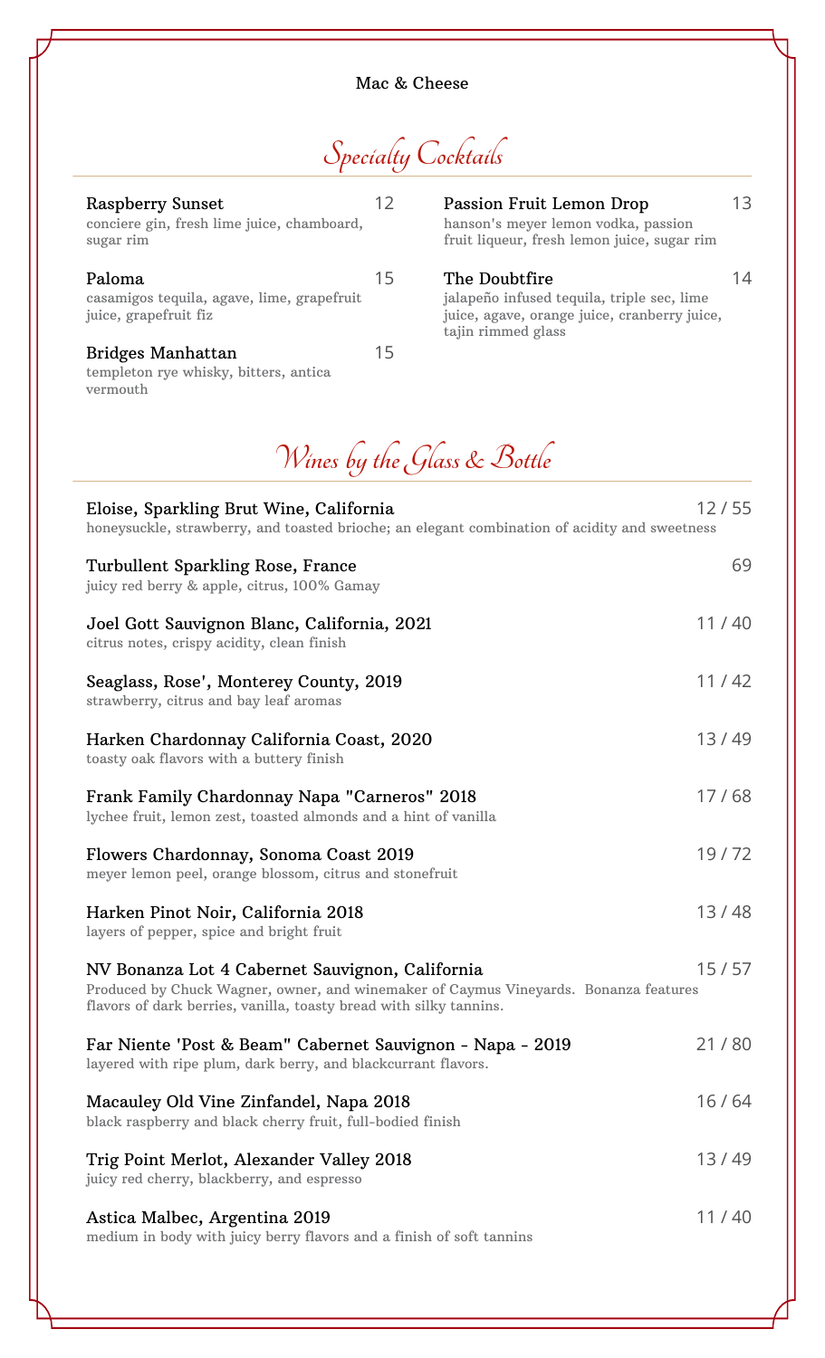Mac & Cheese

## Specialty Cocktails

**Raspberry Sunset** 12
conciere gin, fresh lime juice, chamboard, sugar rim

**Paloma** 15
casamigos tequila, agave, lime, grapefruit juice, grapefruit fiz

**Bridges Manhattan** 15
templeton rye whisky, bitters, antica vermouth

**Passion Fruit Lemon Drop** 13
hanson's meyer lemon vodka, passion fruit liqueur, fresh lemon juice, sugar rim

**The Doubtfire** 14
jalapeño infused tequila, triple sec, lime juice, agave, orange juice, cranberry juice, tajin rimmed glass

## Wines by the Glass & Bottle

**Eloise, Sparkling Brut Wine, California** 12 / 55
honeysuckle, strawberry, and toasted brioche; an elegant combination of acidity and sweetness

**Turbullent Sparkling Rose, France** 69
juicy red berry & apple, citrus, 100% Gamay

**Joel Gott Sauvignon Blanc, California, 2021** 11 / 40
citrus notes, crispy acidity, clean finish

**Seaglass, Rose', Monterey County, 2019** 11 / 42
strawberry, citrus and bay leaf aromas

**Harken Chardonnay California Coast, 2020** 13 / 49
toasty oak flavors with a buttery finish

**Frank Family Chardonnay Napa "Carneros" 2018** 17 / 68
lychee fruit, lemon zest, toasted almonds and a hint of vanilla

**Flowers Chardonnay, Sonoma Coast 2019** 19 / 72
meyer lemon peel, orange blossom, citrus and stonefruit

**Harken Pinot Noir, California 2018** 13 / 48
layers of pepper, spice and bright fruit

**NV Bonanza Lot 4 Cabernet Sauvignon, California** 15 / 57
Produced by Chuck Wagner, owner, and winemaker of Caymus Vineyards. Bonanza features flavors of dark berries, vanilla, toasty bread with silky tannins.

**Far Niente 'Post & Beam" Cabernet Sauvignon - Napa - 2019** 21 / 80
layered with ripe plum, dark berry, and blackcurrant flavors.

**Macauley Old Vine Zinfandel, Napa 2018** 16 / 64
black raspberry and black cherry fruit, full-bodied finish

**Trig Point Merlot, Alexander Valley 2018** 13 / 49
juicy red cherry, blackberry, and espresso

**Astica Malbec, Argentina 2019** 11 / 40
medium in body with juicy berry flavors and a finish of soft tannins